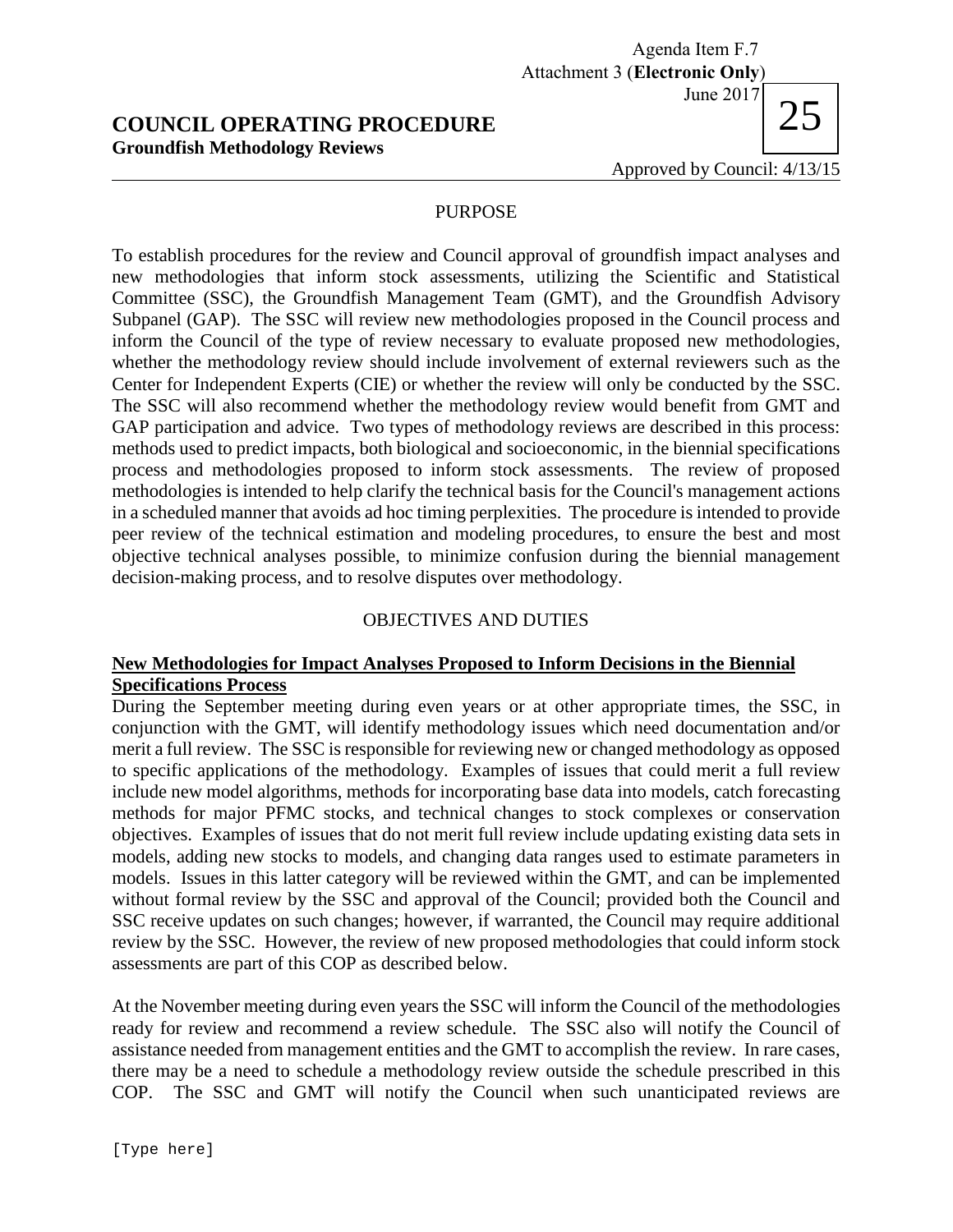Agenda Item F.7
Attachment 3 (**Electronic Only**)
June 2017

25

# COUNCIL OPERATING PROCEDURE

**Groundfish Methodology Reviews**

Approved by Council: 4/13/15

## PURPOSE

To establish procedures for the review and Council approval of groundfish impact analyses and new methodologies that inform stock assessments, utilizing the Scientific and Statistical Committee (SSC), the Groundfish Management Team (GMT), and the Groundfish Advisory Subpanel (GAP). The SSC will review new methodologies proposed in the Council process and inform the Council of the type of review necessary to evaluate proposed new methodologies, whether the methodology review should include involvement of external reviewers such as the Center for Independent Experts (CIE) or whether the review will only be conducted by the SSC. The SSC will also recommend whether the methodology review would benefit from GMT and GAP participation and advice. Two types of methodology reviews are described in this process: methods used to predict impacts, both biological and socioeconomic, in the biennial specifications process and methodologies proposed to inform stock assessments. The review of proposed methodologies is intended to help clarify the technical basis for the Council's management actions in a scheduled manner that avoids ad hoc timing perplexities. The procedure is intended to provide peer review of the technical estimation and modeling procedures, to ensure the best and most objective technical analyses possible, to minimize confusion during the biennial management decision-making process, and to resolve disputes over methodology.

## OBJECTIVES AND DUTIES

### New Methodologies for Impact Analyses Proposed to Inform Decisions in the Biennial Specifications Process

During the September meeting during even years or at other appropriate times, the SSC, in conjunction with the GMT, will identify methodology issues which need documentation and/or merit a full review. The SSC is responsible for reviewing new or changed methodology as opposed to specific applications of the methodology. Examples of issues that could merit a full review include new model algorithms, methods for incorporating base data into models, catch forecasting methods for major PFMC stocks, and technical changes to stock complexes or conservation objectives. Examples of issues that do not merit full review include updating existing data sets in models, adding new stocks to models, and changing data ranges used to estimate parameters in models. Issues in this latter category will be reviewed within the GMT, and can be implemented without formal review by the SSC and approval of the Council; provided both the Council and SSC receive updates on such changes; however, if warranted, the Council may require additional review by the SSC. However, the review of new proposed methodologies that could inform stock assessments are part of this COP as described below.

At the November meeting during even years the SSC will inform the Council of the methodologies ready for review and recommend a review schedule. The SSC also will notify the Council of assistance needed from management entities and the GMT to accomplish the review. In rare cases, there may be a need to schedule a methodology review outside the schedule prescribed in this COP. The SSC and GMT will notify the Council when such unanticipated reviews are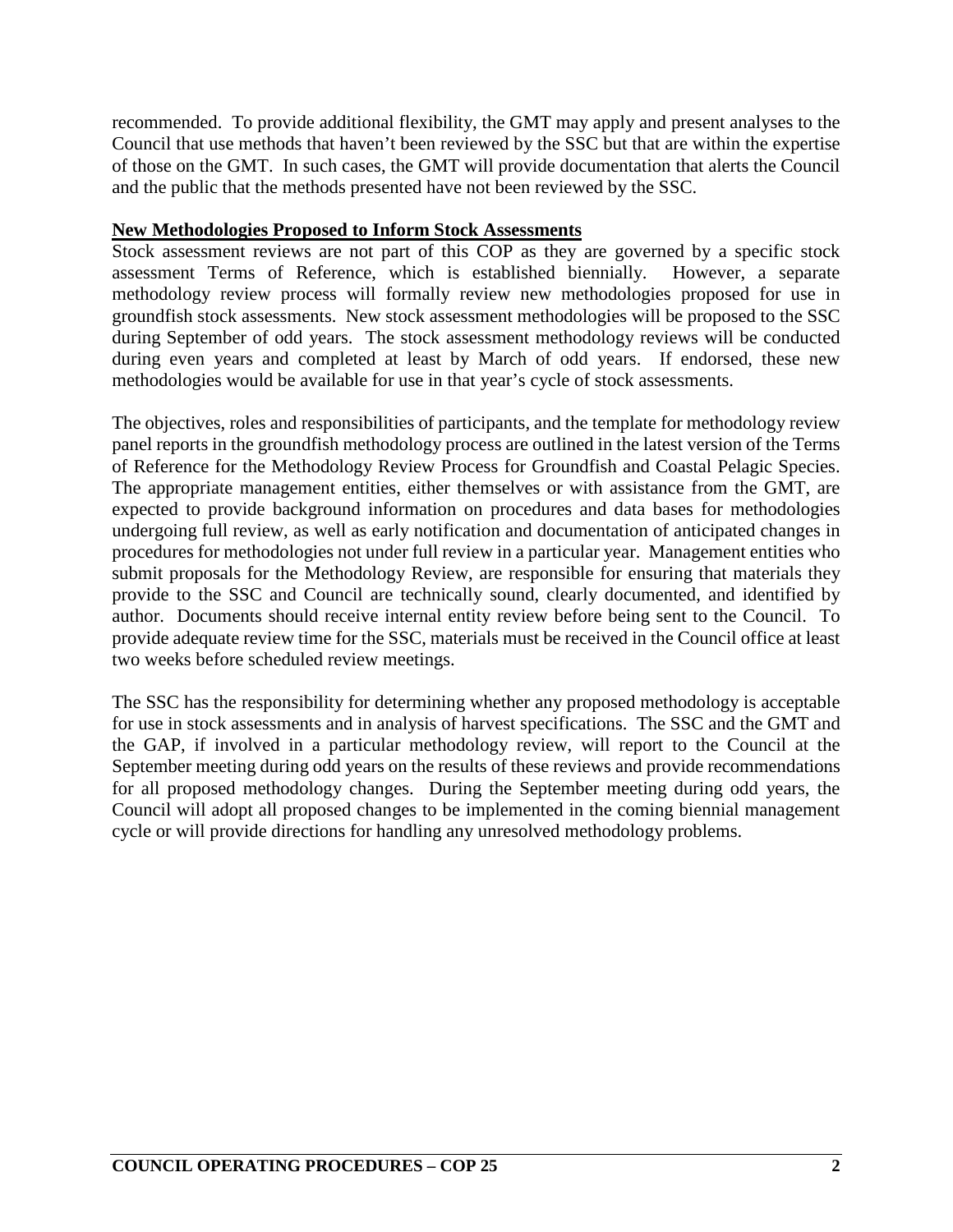recommended. To provide additional flexibility, the GMT may apply and present analyses to the Council that use methods that haven't been reviewed by the SSC but that are within the expertise of those on the GMT. In such cases, the GMT will provide documentation that alerts the Council and the public that the methods presented have not been reviewed by the SSC.

**New Methodologies Proposed to Inform Stock Assessments**

Stock assessment reviews are not part of this COP as they are governed by a specific stock assessment Terms of Reference, which is established biennially. However, a separate methodology review process will formally review new methodologies proposed for use in groundfish stock assessments. New stock assessment methodologies will be proposed to the SSC during September of odd years. The stock assessment methodology reviews will be conducted during even years and completed at least by March of odd years. If endorsed, these new methodologies would be available for use in that year's cycle of stock assessments.

The objectives, roles and responsibilities of participants, and the template for methodology review panel reports in the groundfish methodology process are outlined in the latest version of the Terms of Reference for the Methodology Review Process for Groundfish and Coastal Pelagic Species. The appropriate management entities, either themselves or with assistance from the GMT, are expected to provide background information on procedures and data bases for methodologies undergoing full review, as well as early notification and documentation of anticipated changes in procedures for methodologies not under full review in a particular year. Management entities who submit proposals for the Methodology Review, are responsible for ensuring that materials they provide to the SSC and Council are technically sound, clearly documented, and identified by author. Documents should receive internal entity review before being sent to the Council. To provide adequate review time for the SSC, materials must be received in the Council office at least two weeks before scheduled review meetings.

The SSC has the responsibility for determining whether any proposed methodology is acceptable for use in stock assessments and in analysis of harvest specifications. The SSC and the GMT and the GAP, if involved in a particular methodology review, will report to the Council at the September meeting during odd years on the results of these reviews and provide recommendations for all proposed methodology changes. During the September meeting during odd years, the Council will adopt all proposed changes to be implemented in the coming biennial management cycle or will provide directions for handling any unresolved methodology problems.